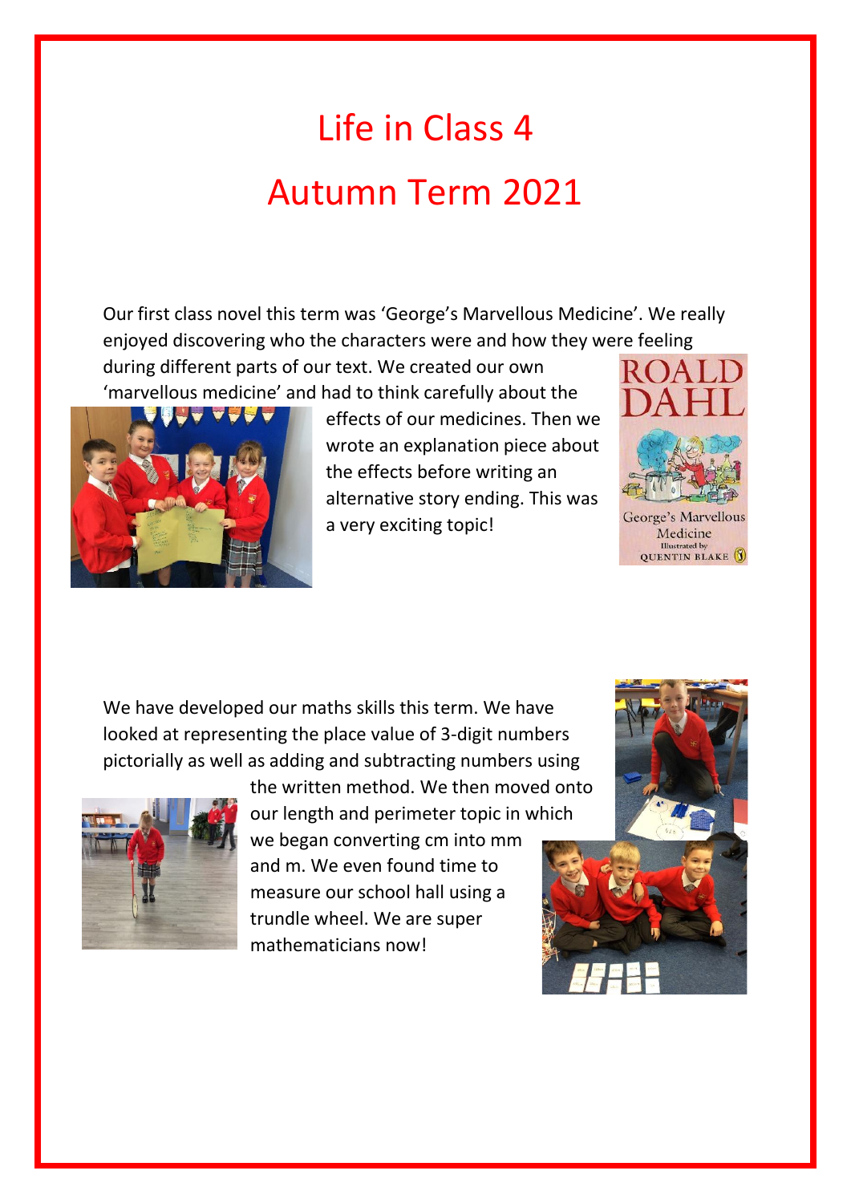# Life in Class 4

# Autumn Term 2021

Our first class novel this term was 'George's Marvellous Medicine'. We really enjoyed discovering who the characters were and how they were feeling during different parts of our text. We created our own 'marvellous medicine' and had to think carefully about the effects of our medicines. Then we wrote an explanation piece about the effects before writing an alternative story ending. This was a very exciting topic!

We have developed our maths skills this term. We have looked at representing the place value of 3-digit numbers pictorially as well as adding and subtracting numbers using the written method. We then moved onto our length and perimeter topic in which we began converting cm into mm and m. We even found time to measure our school hall using a trundle wheel. We are super mathematicians now!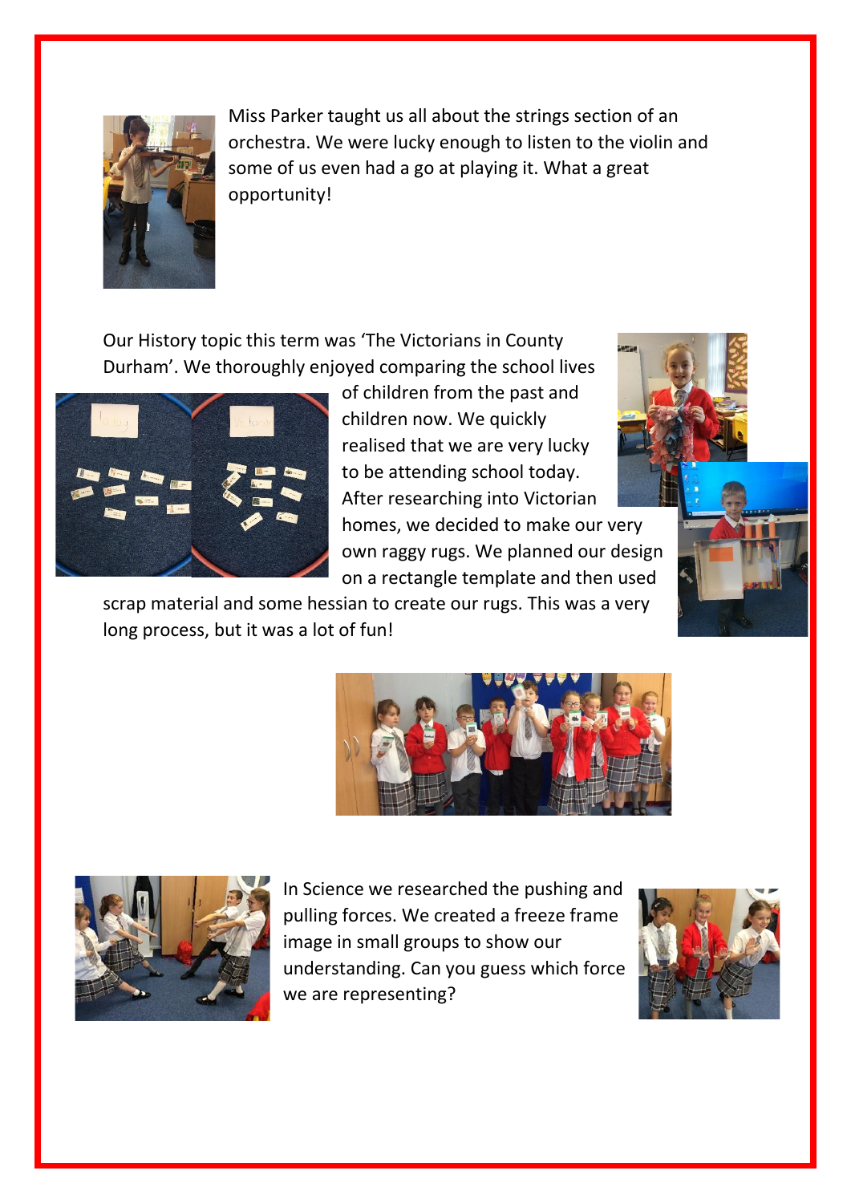Miss Parker taught us all about the strings section of an orchestra. We were lucky enough to listen to the violin and some of us even had a go at playing it. What a great opportunity!

Our History topic this term was 'The Victorians in County Durham'. We thoroughly enjoyed comparing the school lives of children from the past and children now. We quickly realised that we are very lucky to be attending school today. After researching into Victorian homes, we decided to make our very own raggy rugs. We planned our design on a rectangle template and then used scrap material and some hessian to create our rugs. This was a very long process, but it was a lot of fun!

In Science we researched the pushing and pulling forces. We created a freeze frame image in small groups to show our understanding. Can you guess which force we are representing?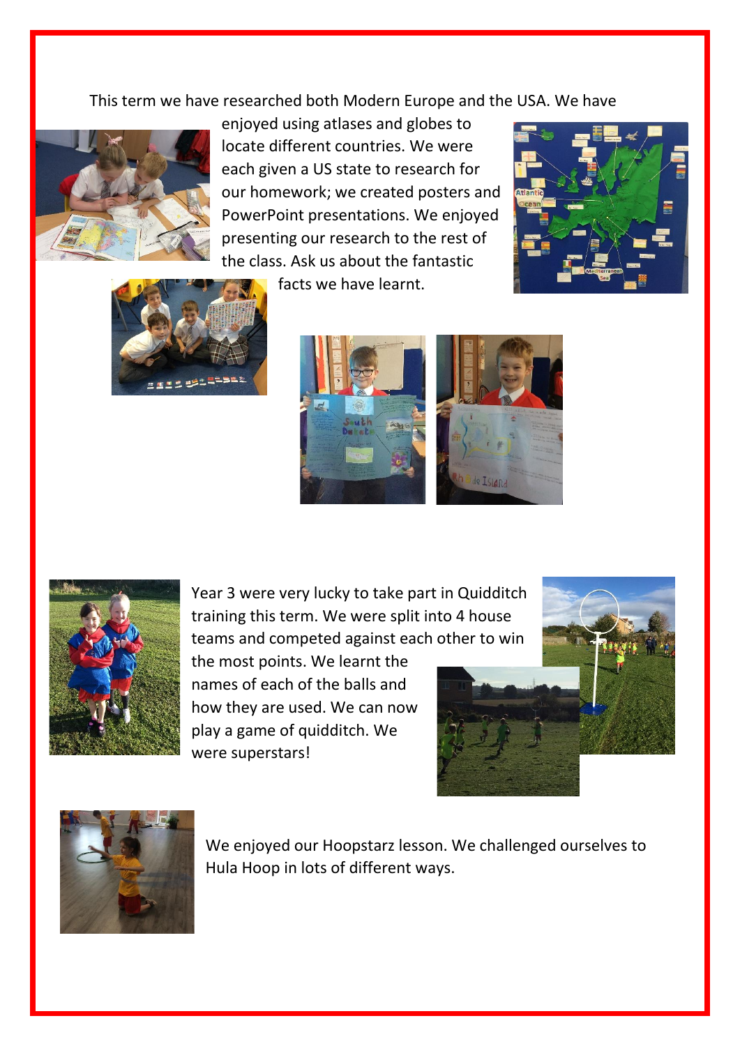This term we have researched both Modern Europe and the USA. We have enjoyed using atlases and globes to locate different countries. We were each given a US state to research for our homework; we created posters and PowerPoint presentations. We enjoyed presenting our research to the rest of the class. Ask us about the fantastic facts we have learnt.

Year 3 were very lucky to take part in Quidditch training this term. We were split into 4 house teams and competed against each other to win the most points. We learnt the names of each of the balls and how they are used. We can now play a game of quidditch. We were superstars!

We enjoyed our Hoopstarz lesson. We challenged ourselves to Hula Hoop in lots of different ways.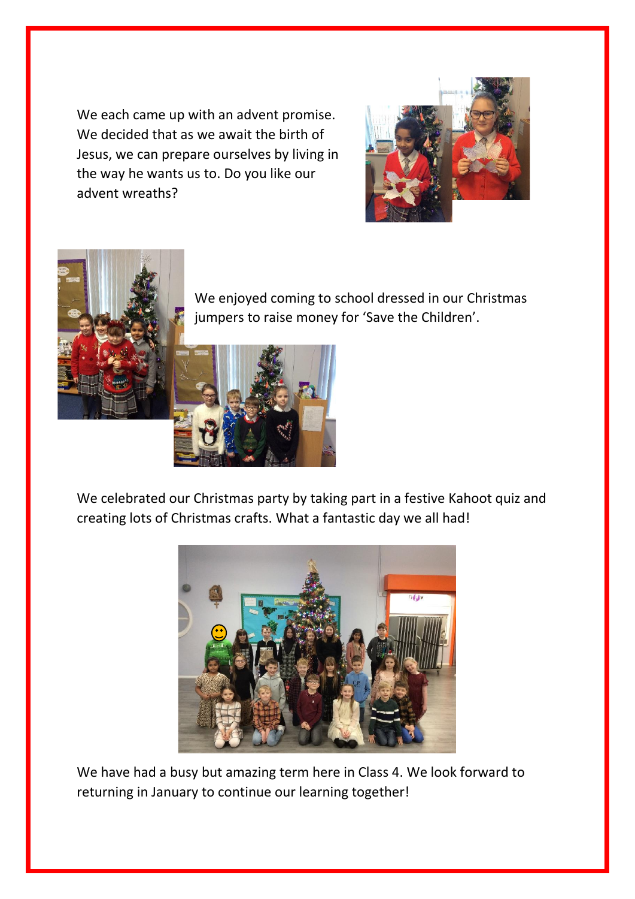We each came up with an advent promise. We decided that as we await the birth of Jesus, we can prepare ourselves by living in the way he wants us to. Do you like our advent wreaths?

We enjoyed coming to school dressed in our Christmas jumpers to raise money for 'Save the Children'.

We celebrated our Christmas party by taking part in a festive Kahoot quiz and creating lots of Christmas crafts. What a fantastic day we all had!

We have had a busy but amazing term here in Class 4. We look forward to returning in January to continue our learning together!